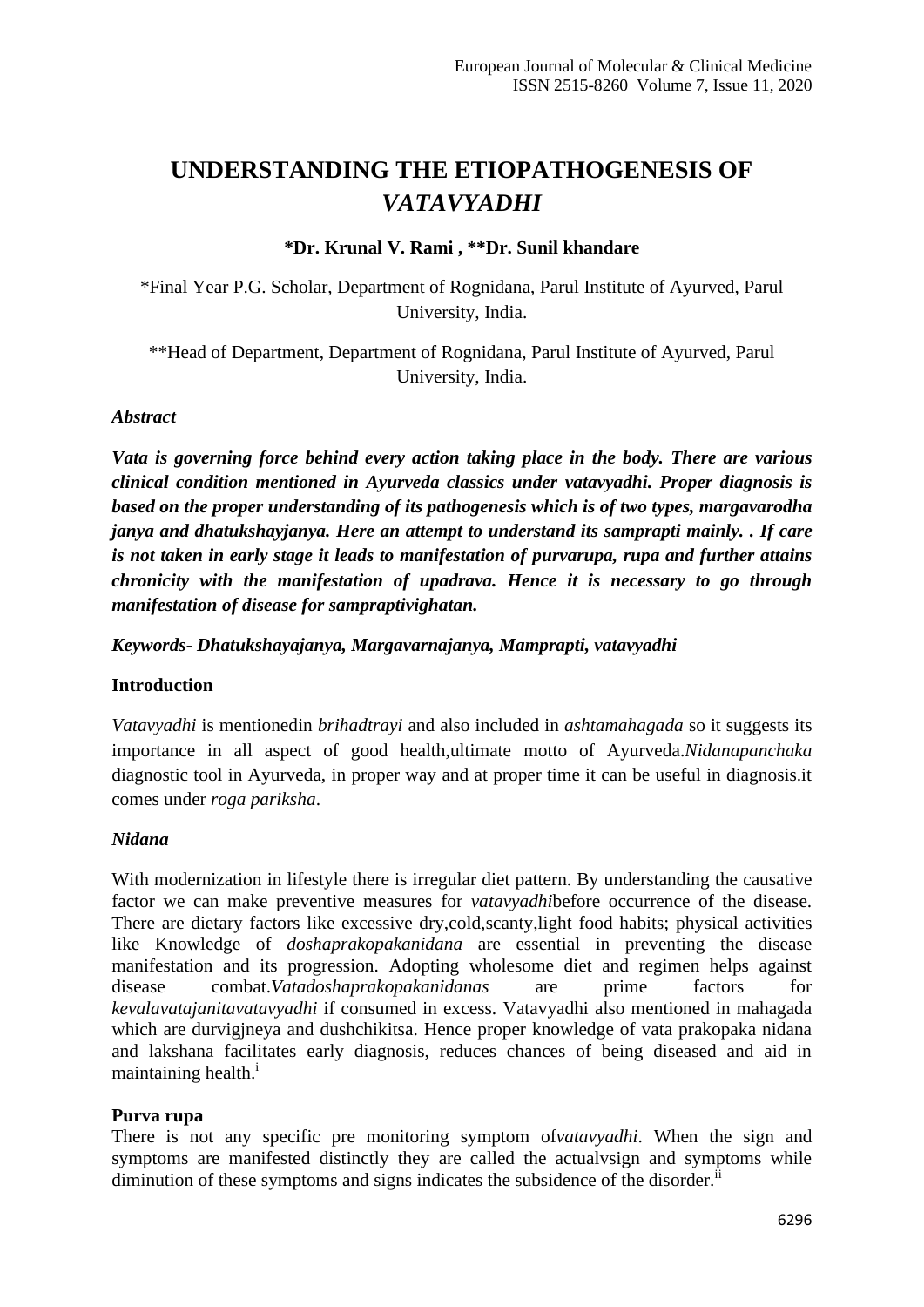# UNDERSTANDING THE ETIOPATHOGENESIS OF *VATAVYADHI*

**\*Dr. Krunal V. Rami , \*\*Dr. Sunil khandare**

\*Final Year P.G. Scholar, Department of Rognidana, Parul Institute of Ayurved, Parul University, India.

\*\*Head of Department, Department of Rognidana, Parul Institute of Ayurved, Parul University, India.

### *Abstract*

***Vata is governing force behind every action taking place in the body. There are various clinical condition mentioned in Ayurveda classics under vatavyadhi. Proper diagnosis is based on the proper understanding of its pathogenesis which is of two types, margavarodha janya and dhatukshayjanya. Here an attempt to understand its samprapti mainly. . If care is not taken in early stage it leads to manifestation of purvarupa, rupa and further attains chronicity with the manifestation of upadrava. Hence it is necessary to go through manifestation of disease for sampraptivighatan.***

***Keywords- Dhatukshayajanya, Margavarnajanya, Mamprapti, vatavyadhi***

### Introduction

*Vatavyadhi* is mentionedin *brihadtrayi* and also included in *ashtamahagada* so it suggests its importance in all aspect of good health,ultimate motto of Ayurveda.*Nidanapanchaka* diagnostic tool in Ayurveda, in proper way and at proper time it can be useful in diagnosis.it comes under *roga pariksha*.

### *Nidana*

With modernization in lifestyle there is irregular diet pattern. By understanding the causative factor we can make preventive measures for *vatavyadhi*before occurrence of the disease. There are dietary factors like excessive dry,cold,scanty,light food habits; physical activities like Knowledge of *doshaprakopakanidana* are essential in preventing the disease manifestation and its progression. Adopting wholesome diet and regimen helps against disease combat.*Vatadoshaprakopakanidanas* are prime factors for *kevalavatajanitavatavyadhi* if consumed in excess. Vatavyadhi also mentioned in mahagada which are durvigjneya and dushchikitsa. Hence proper knowledge of vata prakopaka nidana and lakshana facilitates early diagnosis, reduces chances of being diseased and aid in maintaining health.[i]

### Purva rupa

There is not any specific pre monitoring symptom of*vatavyadhi*. When the sign and symptoms are manifested distinctly they are called the actualvsign and symptoms while diminution of these symptoms and signs indicates the subsidence of the disorder.[ii]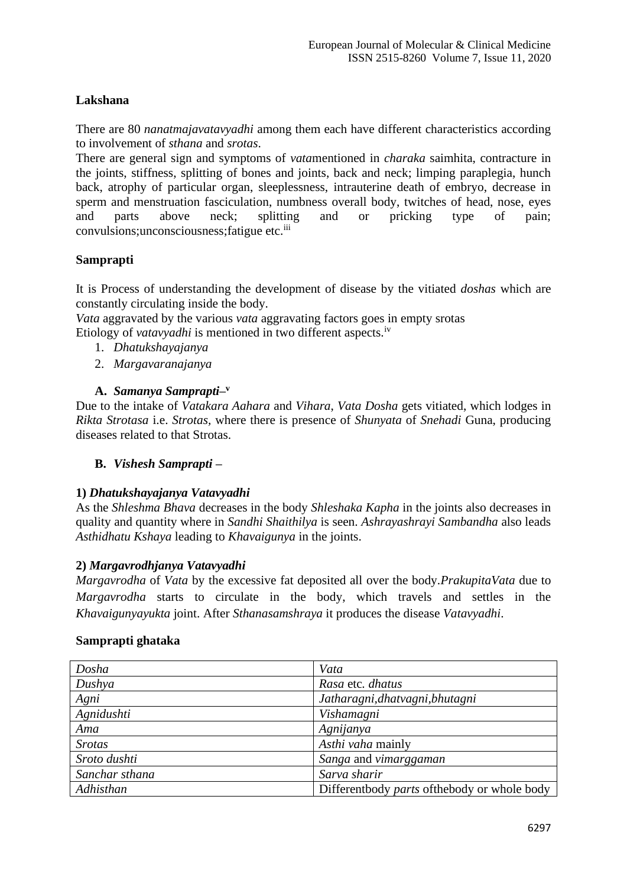**Lakshana**

There are 80 *nanatmajavatavyadhi* among them each have different characteristics according to involvement of *sthana* and *srotas*.

There are general sign and symptoms of *vata*mentioned in *charaka* saimhita, contracture in the joints, stiffness, splitting of bones and joints, back and neck; limping paraplegia, hunch back, atrophy of particular organ, sleeplessness, intrauterine death of embryo, decrease in sperm and menstruation fasciculation, numbness overall body, twitches of head, nose, eyes and parts above neck; splitting and or pricking type of pain; convulsions;unconsciousness;fatigue etc.[iii]

**Samprapti**

It is Process of understanding the development of disease by the vitiated *doshas* which are constantly circulating inside the body.

*Vata* aggravated by the various *vata* aggravating factors goes in empty srotas

Etiology of *vatavyadhi* is mentioned in two different aspects.[iv]

1. *Dhatukshayajanya*
2. *Margavaranajanya*

**A. *Samanya Samprapti*–[v]**

Due to the intake of *Vatakara Aahara* and *Vihara*, *Vata Dosha* gets vitiated, which lodges in *Rikta Strotasa* i.e. *Strotas*, where there is presence of *Shunyata* of *Snehadi* Guna, producing diseases related to that Strotas.

**B. *Vishesh Samprapti* –**

**1) *Dhatukshayajanya Vatavyadhi***

As the *Shleshma Bhava* decreases in the body *Shleshaka Kapha* in the joints also decreases in quality and quantity where in *Sandhi Shaithilya* is seen. *Ashrayashrayi Sambandha* also leads *Asthidhatu Kshaya* leading to *Khavaigunya* in the joints.

**2) *Margavrodhjanya Vatavyadhi***

*Margavrodha* of *Vata* by the excessive fat deposited all over the body.*PrakupitaVata* due to *Margavrodha* starts to circulate in the body, which travels and settles in the *Khavaigunyayukta* joint. After *Sthanasamshraya* it produces the disease *Vatavyadhi*.

**Samprapti ghataka**

| | |
|---|---|
| *Dosha* | *Vata* |
| *Dushya* | *Rasa* etc. *dhatus* |
| *Agni* | *Jatharagni,dhatvagni,bhutagni* |
| *Agnidushti* | *Vishamagni* |
| *Ama* | *Agnijanya* |
| *Srotas* | *Asthi vaha* mainly |
| *Sroto dushti* | *Sanga* and *vimarggaman* |
| *Sanchar sthana* | *Sarva sharir* |
| *Adhisthan* | Differentbody *parts* ofthebody or whole body |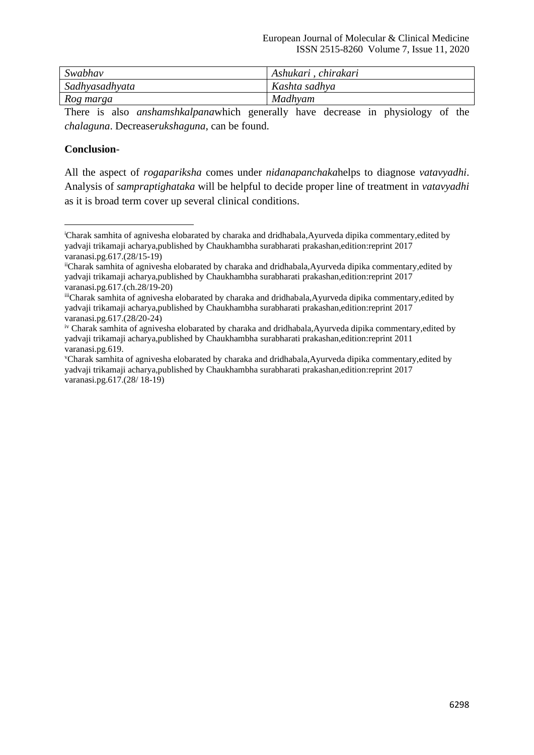| | |
|---|---|
| *Swabhav* | *Ashukari , chirakari* |
| *Sadhyasadhyata* | *Kashta sadhya* |
| *Rog marga* | *Madhyam* |

There is also *anshamshkalpana*which generally have decrease in physiology of the *chalaguna*. Decrease*rukshaguna*, can be found.

**Conclusion**-

All the aspect of *rogapariksha* comes under *nidanapanchaka*helps to diagnose *vatavyadhi*. Analysis of *sampraptighataka* will be helpful to decide proper line of treatment in *vatavyadhi* as it is broad term cover up several clinical conditions.

---

[i]Charak samhita of agnivesha elobarated by charaka and dridhabala,Ayurveda dipika commentary,edited by yadvaji trikamaji acharya,published by Chaukhambha surabharati prakashan,edition:reprint 2017 varanasi.pg.617.(28/15-19)

[ii]Charak samhita of agnivesha elobarated by charaka and dridhabala,Ayurveda dipika commentary,edited by yadvaji trikamaji acharya,published by Chaukhambha surabharati prakashan,edition:reprint 2017 varanasi.pg.617.(ch.28/19-20)

[iii]Charak samhita of agnivesha elobarated by charaka and dridhabala,Ayurveda dipika commentary,edited by yadvaji trikamaji acharya,published by Chaukhambha surabharati prakashan,edition:reprint 2017 varanasi.pg.617.(28/20-24)

[iv] Charak samhita of agnivesha elobarated by charaka and dridhabala,Ayurveda dipika commentary,edited by yadvaji trikamaji acharya,published by Chaukhambha surabharati prakashan,edition:reprint 2011 varanasi.pg.619.

[v]Charak samhita of agnivesha elobarated by charaka and dridhabala,Ayurveda dipika commentary,edited by yadvaji trikamaji acharya,published by Chaukhambha surabharati prakashan,edition:reprint 2017 varanasi.pg.617.(28/ 18-19)